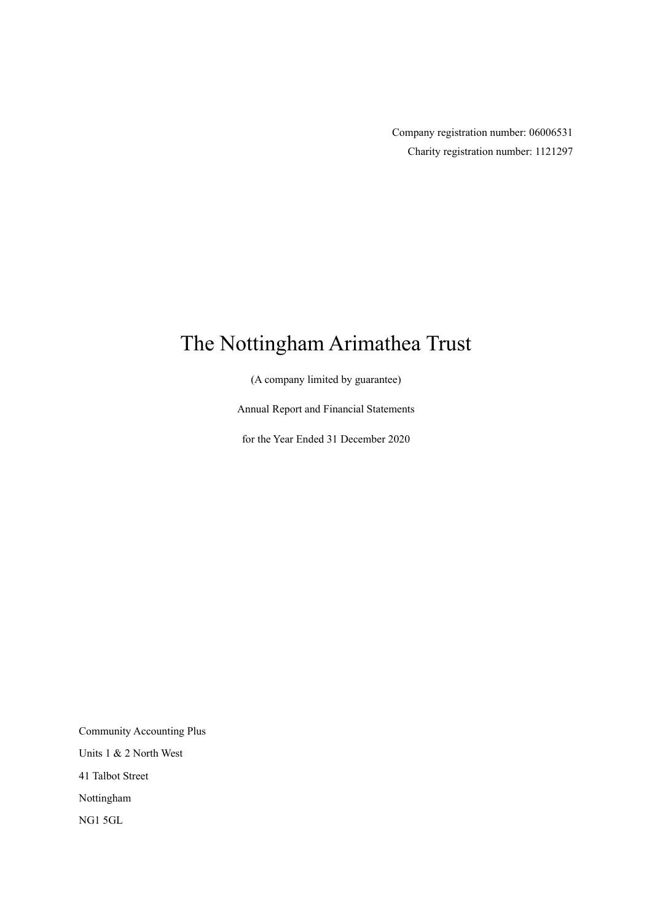Company registration number: 06006531

Charity registration number: 1121297

# The Nottingham Arimathea Trust

(A company limited by guarantee)

Annual Report and Financial Statements

for the Year Ended 31 December 2020

Community Accounting Plus

Units 1 & 2 North West

41 Talbot Street

Nottingham

NG1 5GL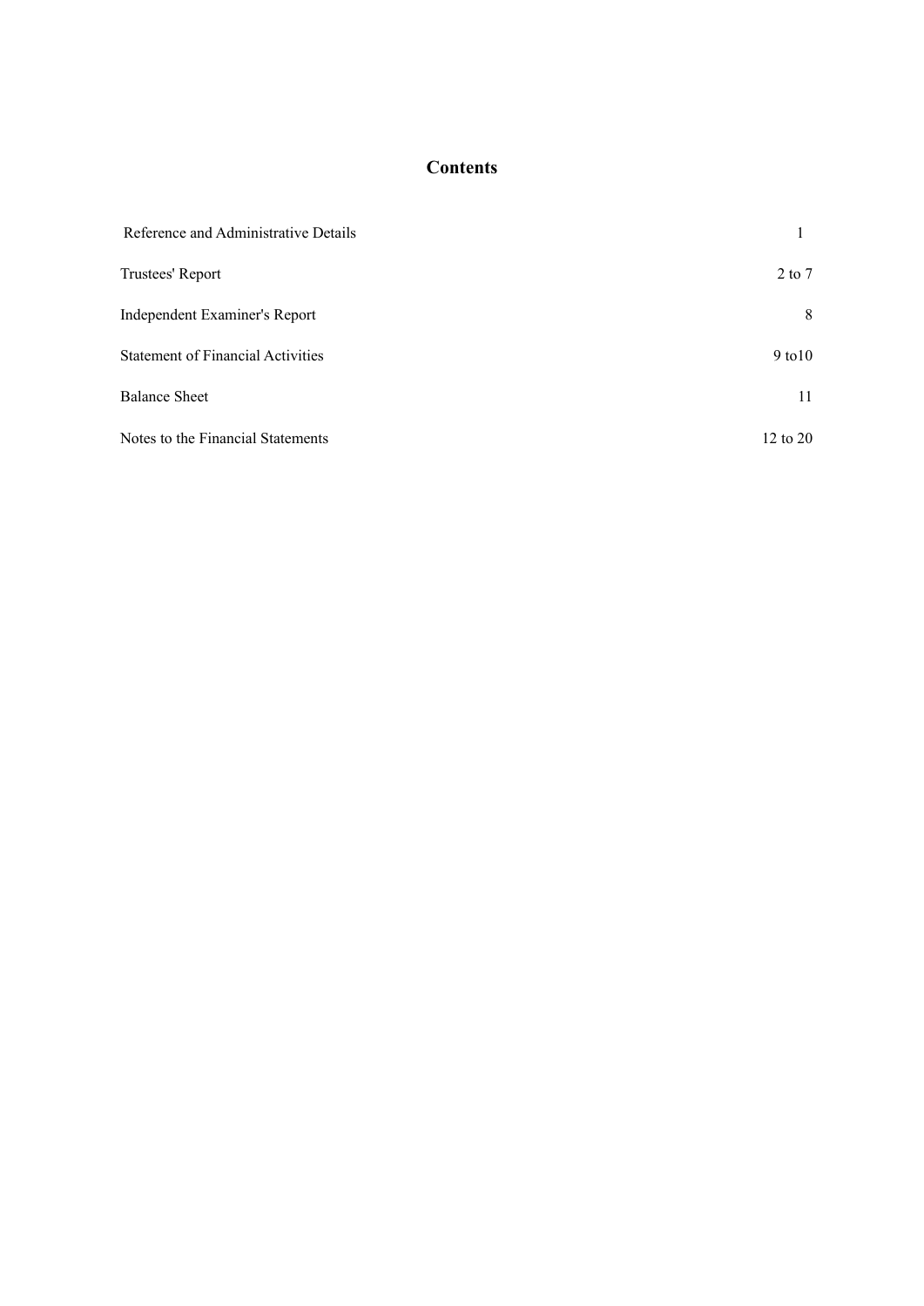# Contents

| | |
|---|---|
| Reference and Administrative Details | 1 |
| Trustees' Report | 2 to 7 |
| Independent Examiner's Report | 8 |
| Statement of Financial Activities | 9 to10 |
| Balance Sheet | 11 |
| Notes to the Financial Statements | 12 to 20 |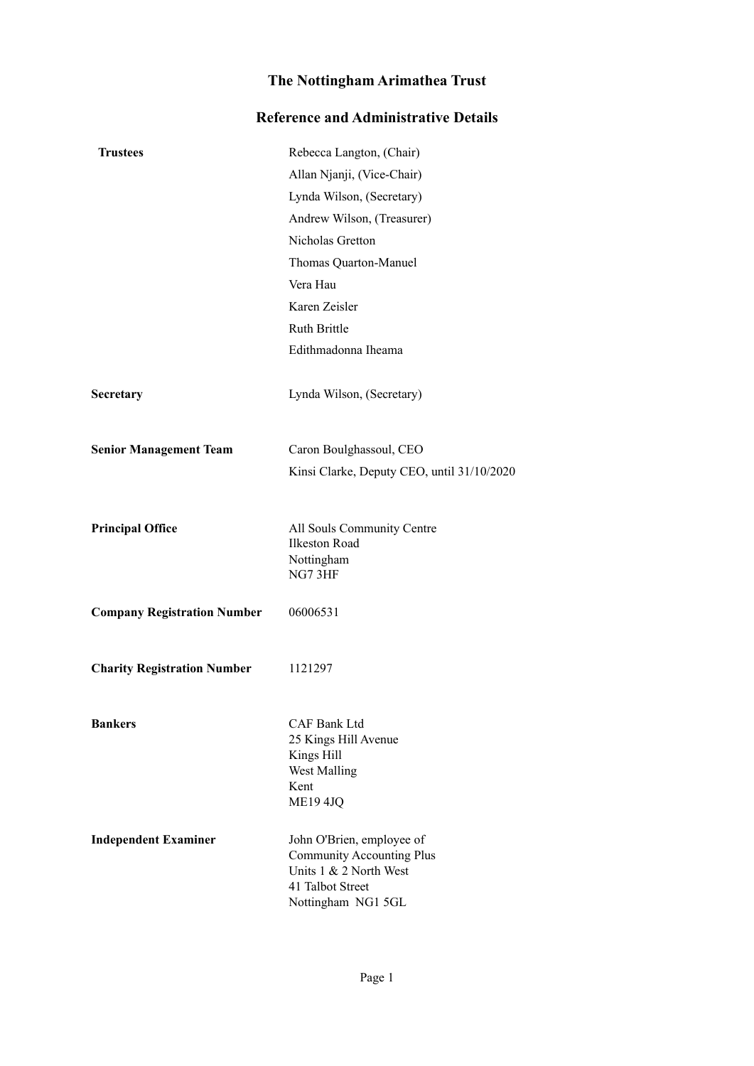# The Nottingham Arimathea Trust

## Reference and Administrative Details

| | |
|---|---|
| **Trustees** | Rebecca Langton, (Chair) |
| | Allan Njanji, (Vice-Chair) |
| | Lynda Wilson, (Secretary) |
| | Andrew Wilson, (Treasurer) |
| | Nicholas Gretton |
| | Thomas Quarton-Manuel |
| | Vera Hau |
| | Karen Zeisler |
| | Ruth Brittle |
| | Edithmadonna Iheama |
| **Secretary** | Lynda Wilson, (Secretary) |
| **Senior Management Team** | Caron Boulghassoul, CEO |
| | Kinsi Clarke, Deputy CEO, until 31/10/2020 |
| **Principal Office** | All Souls Community Centre<br>Ilkeston Road<br>Nottingham<br>NG7 3HF |
| **Company Registration Number** | 06006531 |
| **Charity Registration Number** | 1121297 |
| **Bankers** | CAF Bank Ltd<br>25 Kings Hill Avenue<br>Kings Hill<br>West Malling<br>Kent<br>ME19 4JQ |
| **Independent Examiner** | John O'Brien, employee of<br>Community Accounting Plus<br>Units 1 & 2 North West<br>41 Talbot Street<br>Nottingham NG1 5GL |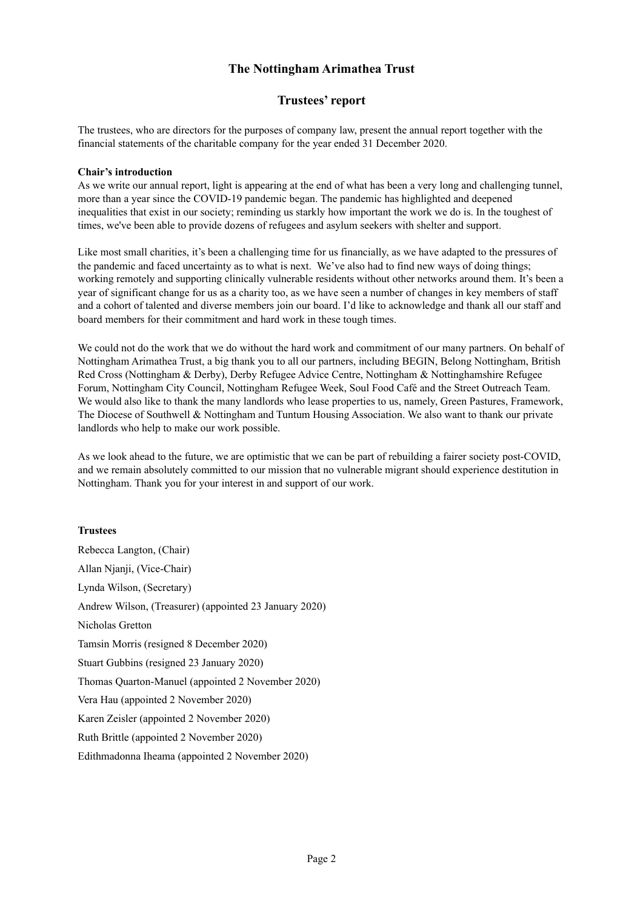# The Nottingham Arimathea Trust

## Trustees' report

The trustees, who are directors for the purposes of company law, present the annual report together with the financial statements of the charitable company for the year ended 31 December 2020.

**Chair's introduction**

As we write our annual report, light is appearing at the end of what has been a very long and challenging tunnel, more than a year since the COVID-19 pandemic began. The pandemic has highlighted and deepened inequalities that exist in our society; reminding us starkly how important the work we do is. In the toughest of times, we've been able to provide dozens of refugees and asylum seekers with shelter and support.

Like most small charities, it's been a challenging time for us financially, as we have adapted to the pressures of the pandemic and faced uncertainty as to what is next. We've also had to find new ways of doing things; working remotely and supporting clinically vulnerable residents without other networks around them. It's been a year of significant change for us as a charity too, as we have seen a number of changes in key members of staff and a cohort of talented and diverse members join our board. I'd like to acknowledge and thank all our staff and board members for their commitment and hard work in these tough times.

We could not do the work that we do without the hard work and commitment of our many partners. On behalf of Nottingham Arimathea Trust, a big thank you to all our partners, including BEGIN, Belong Nottingham, British Red Cross (Nottingham & Derby), Derby Refugee Advice Centre, Nottingham & Nottinghamshire Refugee Forum, Nottingham City Council, Nottingham Refugee Week, Soul Food Café and the Street Outreach Team. We would also like to thank the many landlords who lease properties to us, namely, Green Pastures, Framework, The Diocese of Southwell & Nottingham and Tuntum Housing Association. We also want to thank our private landlords who help to make our work possible.

As we look ahead to the future, we are optimistic that we can be part of rebuilding a fairer society post-COVID, and we remain absolutely committed to our mission that no vulnerable migrant should experience destitution in Nottingham. Thank you for your interest in and support of our work.

**Trustees**

Rebecca Langton, (Chair)

Allan Njanji, (Vice-Chair)

Lynda Wilson, (Secretary)

Andrew Wilson, (Treasurer) (appointed 23 January 2020)

Nicholas Gretton

Tamsin Morris (resigned 8 December 2020)

Stuart Gubbins (resigned 23 January 2020)

Thomas Quarton-Manuel (appointed 2 November 2020)

Vera Hau (appointed 2 November 2020)

Karen Zeisler (appointed 2 November 2020)

Ruth Brittle (appointed 2 November 2020)

Edithmadonna Iheama (appointed 2 November 2020)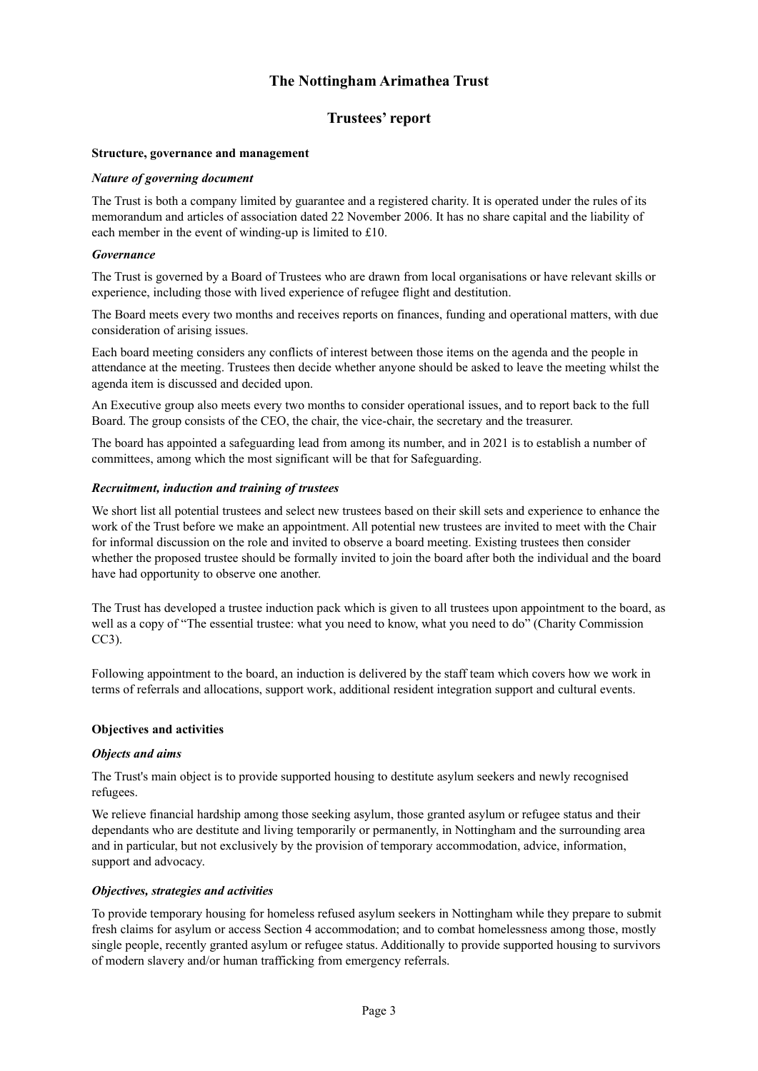# The Nottingham Arimathea Trust

## Trustees' report

### Structure, governance and management

#### *Nature of governing document*

The Trust is both a company limited by guarantee and a registered charity. It is operated under the rules of its memorandum and articles of association dated 22 November 2006. It has no share capital and the liability of each member in the event of winding-up is limited to £10.

#### *Governance*

The Trust is governed by a Board of Trustees who are drawn from local organisations or have relevant skills or experience, including those with lived experience of refugee flight and destitution.

The Board meets every two months and receives reports on finances, funding and operational matters, with due consideration of arising issues.

Each board meeting considers any conflicts of interest between those items on the agenda and the people in attendance at the meeting. Trustees then decide whether anyone should be asked to leave the meeting whilst the agenda item is discussed and decided upon.

An Executive group also meets every two months to consider operational issues, and to report back to the full Board. The group consists of the CEO, the chair, the vice-chair, the secretary and the treasurer.

The board has appointed a safeguarding lead from among its number, and in 2021 is to establish a number of committees, among which the most significant will be that for Safeguarding.

#### *Recruitment, induction and training of trustees*

We short list all potential trustees and select new trustees based on their skill sets and experience to enhance the work of the Trust before we make an appointment. All potential new trustees are invited to meet with the Chair for informal discussion on the role and invited to observe a board meeting. Existing trustees then consider whether the proposed trustee should be formally invited to join the board after both the individual and the board have had opportunity to observe one another.

The Trust has developed a trustee induction pack which is given to all trustees upon appointment to the board, as well as a copy of "The essential trustee: what you need to know, what you need to do" (Charity Commission CC3).

Following appointment to the board, an induction is delivered by the staff team which covers how we work in terms of referrals and allocations, support work, additional resident integration support and cultural events.

### Objectives and activities

#### *Objects and aims*

The Trust's main object is to provide supported housing to destitute asylum seekers and newly recognised refugees.

We relieve financial hardship among those seeking asylum, those granted asylum or refugee status and their dependants who are destitute and living temporarily or permanently, in Nottingham and the surrounding area and in particular, but not exclusively by the provision of temporary accommodation, advice, information, support and advocacy.

#### *Objectives, strategies and activities*

To provide temporary housing for homeless refused asylum seekers in Nottingham while they prepare to submit fresh claims for asylum or access Section 4 accommodation; and to combat homelessness among those, mostly single people, recently granted asylum or refugee status. Additionally to provide supported housing to survivors of modern slavery and/or human trafficking from emergency referrals.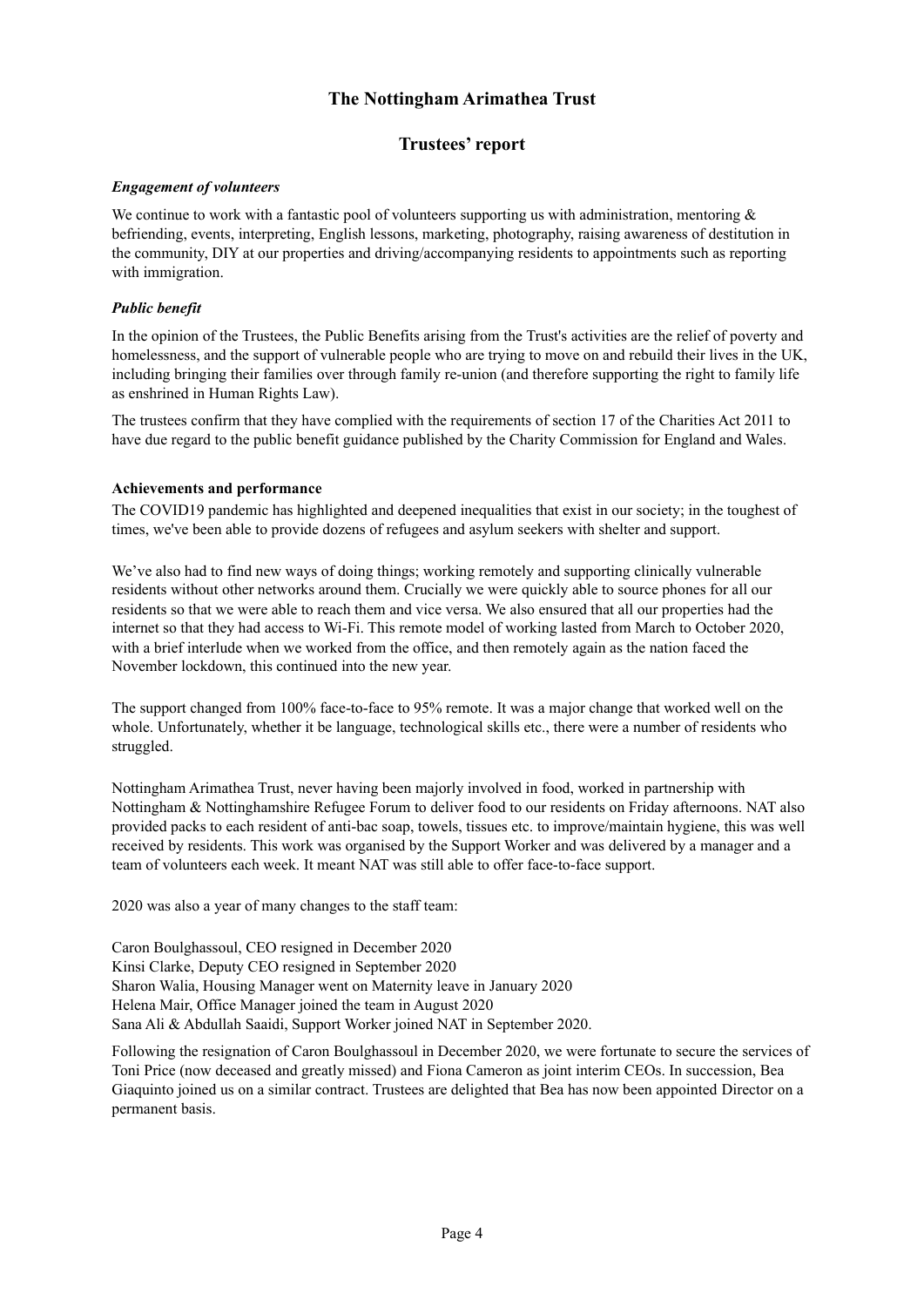# The Nottingham Arimathea Trust

## Trustees' report

### *Engagement of volunteers*

We continue to work with a fantastic pool of volunteers supporting us with administration, mentoring & befriending, events, interpreting, English lessons, marketing, photography, raising awareness of destitution in the community, DIY at our properties and driving/accompanying residents to appointments such as reporting with immigration.

### *Public benefit*

In the opinion of the Trustees, the Public Benefits arising from the Trust's activities are the relief of poverty and homelessness, and the support of vulnerable people who are trying to move on and rebuild their lives in the UK, including bringing their families over through family re-union (and therefore supporting the right to family life as enshrined in Human Rights Law).

The trustees confirm that they have complied with the requirements of section 17 of the Charities Act 2011 to have due regard to the public benefit guidance published by the Charity Commission for England and Wales.

### Achievements and performance

The COVID19 pandemic has highlighted and deepened inequalities that exist in our society; in the toughest of times, we've been able to provide dozens of refugees and asylum seekers with shelter and support.

We've also had to find new ways of doing things; working remotely and supporting clinically vulnerable residents without other networks around them. Crucially we were quickly able to source phones for all our residents so that we were able to reach them and vice versa. We also ensured that all our properties had the internet so that they had access to Wi-Fi. This remote model of working lasted from March to October 2020, with a brief interlude when we worked from the office, and then remotely again as the nation faced the November lockdown, this continued into the new year.

The support changed from 100% face-to-face to 95% remote. It was a major change that worked well on the whole. Unfortunately, whether it be language, technological skills etc., there were a number of residents who struggled.

Nottingham Arimathea Trust, never having been majorly involved in food, worked in partnership with Nottingham & Nottinghamshire Refugee Forum to deliver food to our residents on Friday afternoons. NAT also provided packs to each resident of anti-bac soap, towels, tissues etc. to improve/maintain hygiene, this was well received by residents. This work was organised by the Support Worker and was delivered by a manager and a team of volunteers each week. It meant NAT was still able to offer face-to-face support.

2020 was also a year of many changes to the staff team:

Caron Boulghassoul, CEO resigned in December 2020
Kinsi Clarke, Deputy CEO resigned in September 2020
Sharon Walia, Housing Manager went on Maternity leave in January 2020
Helena Mair, Office Manager joined the team in August 2020
Sana Ali & Abdullah Saaidi, Support Worker joined NAT in September 2020.

Following the resignation of Caron Boulghassoul in December 2020, we were fortunate to secure the services of Toni Price (now deceased and greatly missed) and Fiona Cameron as joint interim CEOs. In succession, Bea Giaquinto joined us on a similar contract. Trustees are delighted that Bea has now been appointed Director on a permanent basis.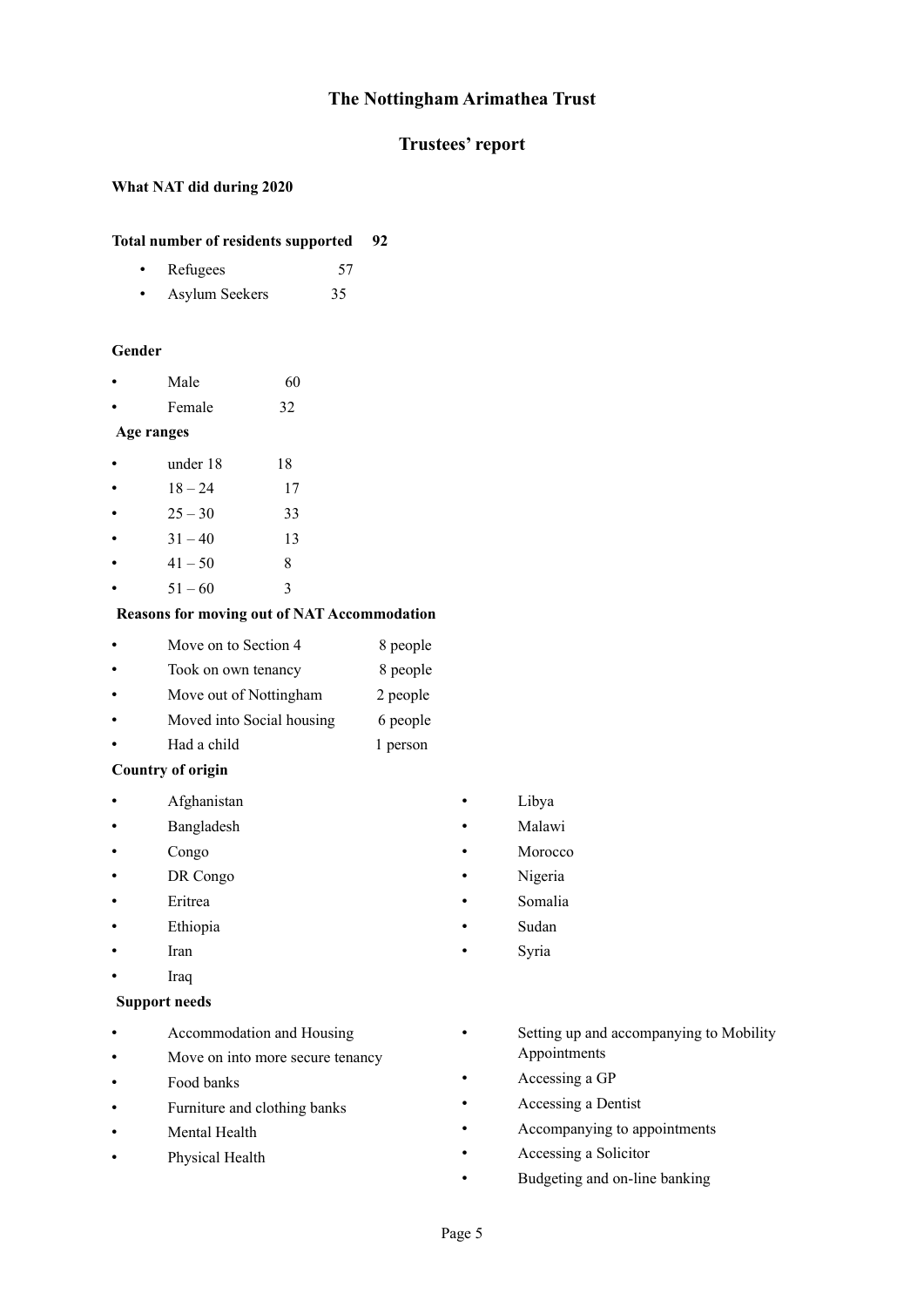# The Nottingham Arimathea Trust

## Trustees' report

**What NAT did during 2020**

**Total number of residents supported 92**

- Refugees 57
- Asylum Seekers 35

**Gender**

- Male 60
- Female 32

**Age ranges**

- under 18 18
- 18 – 24 17
- 25 – 30 33
- 31 – 40 13
- 41 – 50 8
- 51 – 60 3

**Reasons for moving out of NAT Accommodation**

- Move on to Section 4 8 people
- Took on own tenancy 8 people
- Move out of Nottingham 2 people
- Moved into Social housing 6 people
- Had a child 1 person

**Country of origin**

- Afghanistan
- Bangladesh
- Congo
- DR Congo
- Eritrea
- Ethiopia
- Iran
- Iraq
- Libya
- Malawi
- Morocco
- Nigeria
- Somalia
- Sudan
- Syria

**Support needs**

- Accommodation and Housing
- Move on into more secure tenancy
- Food banks
- Furniture and clothing banks
- Mental Health
- Physical Health
- Setting up and accompanying to Mobility Appointments
- Accessing a GP
- Accessing a Dentist
- Accompanying to appointments
- Accessing a Solicitor
- Budgeting and on-line banking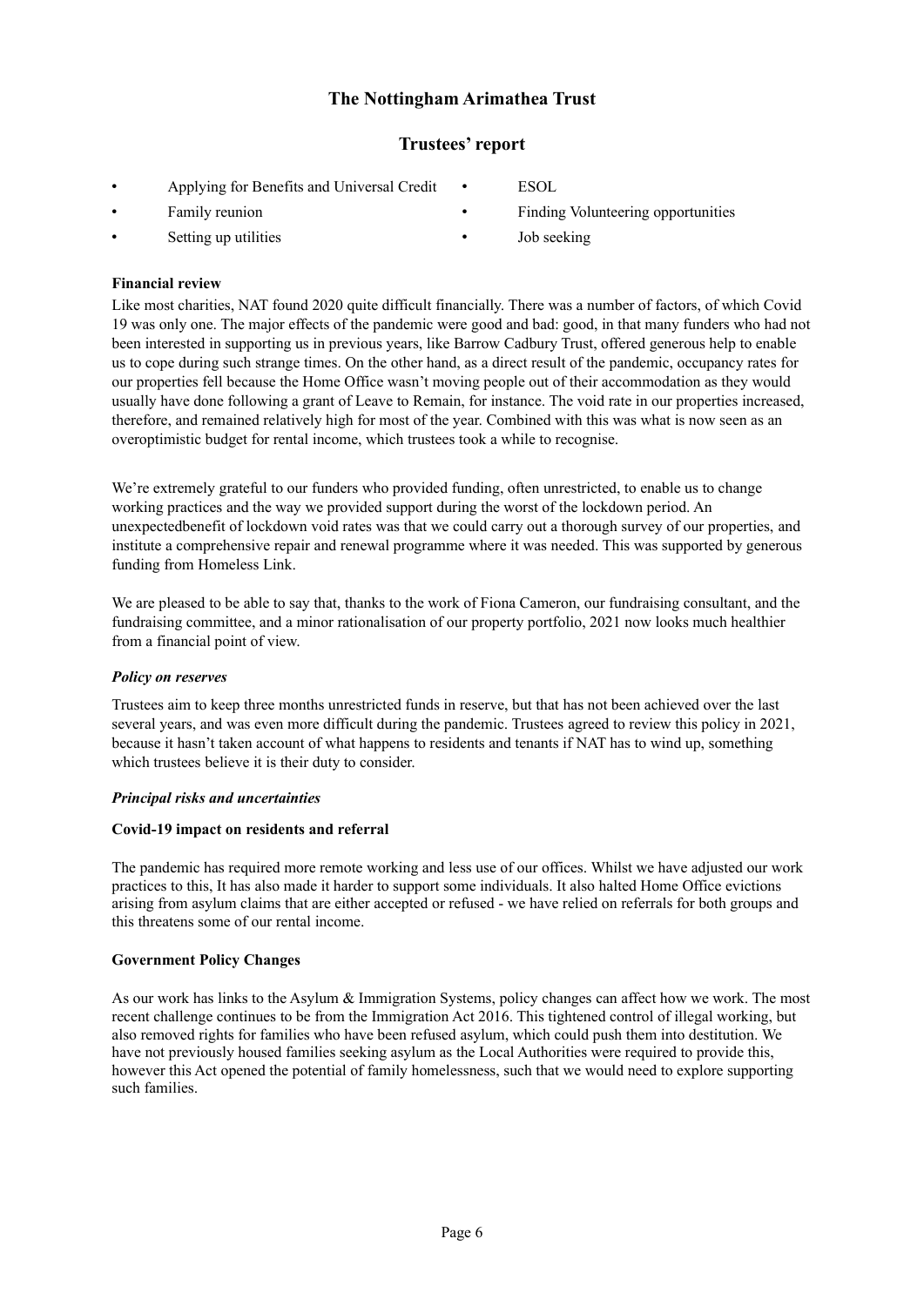- Applying for Benefits and Universal Credit
- Family reunion
- Setting up utilities
- ESOL
- Finding Volunteering opportunities
- Job seeking

**Financial review**

Like most charities, NAT found 2020 quite difficult financially. There was a number of factors, of which Covid 19 was only one. The major effects of the pandemic were good and bad: good, in that many funders who had not been interested in supporting us in previous years, like Barrow Cadbury Trust, offered generous help to enable us to cope during such strange times. On the other hand, as a direct result of the pandemic, occupancy rates for our properties fell because the Home Office wasn't moving people out of their accommodation as they would usually have done following a grant of Leave to Remain, for instance. The void rate in our properties increased, therefore, and remained relatively high for most of the year. Combined with this was what is now seen as an overoptimistic budget for rental income, which trustees took a while to recognise.

We're extremely grateful to our funders who provided funding, often unrestricted, to enable us to change working practices and the way we provided support during the worst of the lockdown period. An unexpectedbenefit of lockdown void rates was that we could carry out a thorough survey of our properties, and institute a comprehensive repair and renewal programme where it was needed. This was supported by generous funding from Homeless Link.

We are pleased to be able to say that, thanks to the work of Fiona Cameron, our fundraising consultant, and the fundraising committee, and a minor rationalisation of our property portfolio, 2021 now looks much healthier from a financial point of view.

***Policy on reserves***

Trustees aim to keep three months unrestricted funds in reserve, but that has not been achieved over the last several years, and was even more difficult during the pandemic. Trustees agreed to review this policy in 2021, because it hasn't taken account of what happens to residents and tenants if NAT has to wind up, something which trustees believe it is their duty to consider.

***Principal risks and uncertainties***

**Covid-19 impact on residents and referral**

The pandemic has required more remote working and less use of our offices. Whilst we have adjusted our work practices to this, It has also made it harder to support some individuals. It also halted Home Office evictions arising from asylum claims that are either accepted or refused - we have relied on referrals for both groups and this threatens some of our rental income.

**Government Policy Changes**

As our work has links to the Asylum & Immigration Systems, policy changes can affect how we work. The most recent challenge continues to be from the Immigration Act 2016. This tightened control of illegal working, but also removed rights for families who have been refused asylum, which could push them into destitution. We have not previously housed families seeking asylum as the Local Authorities were required to provide this, however this Act opened the potential of family homelessness, such that we would need to explore supporting such families.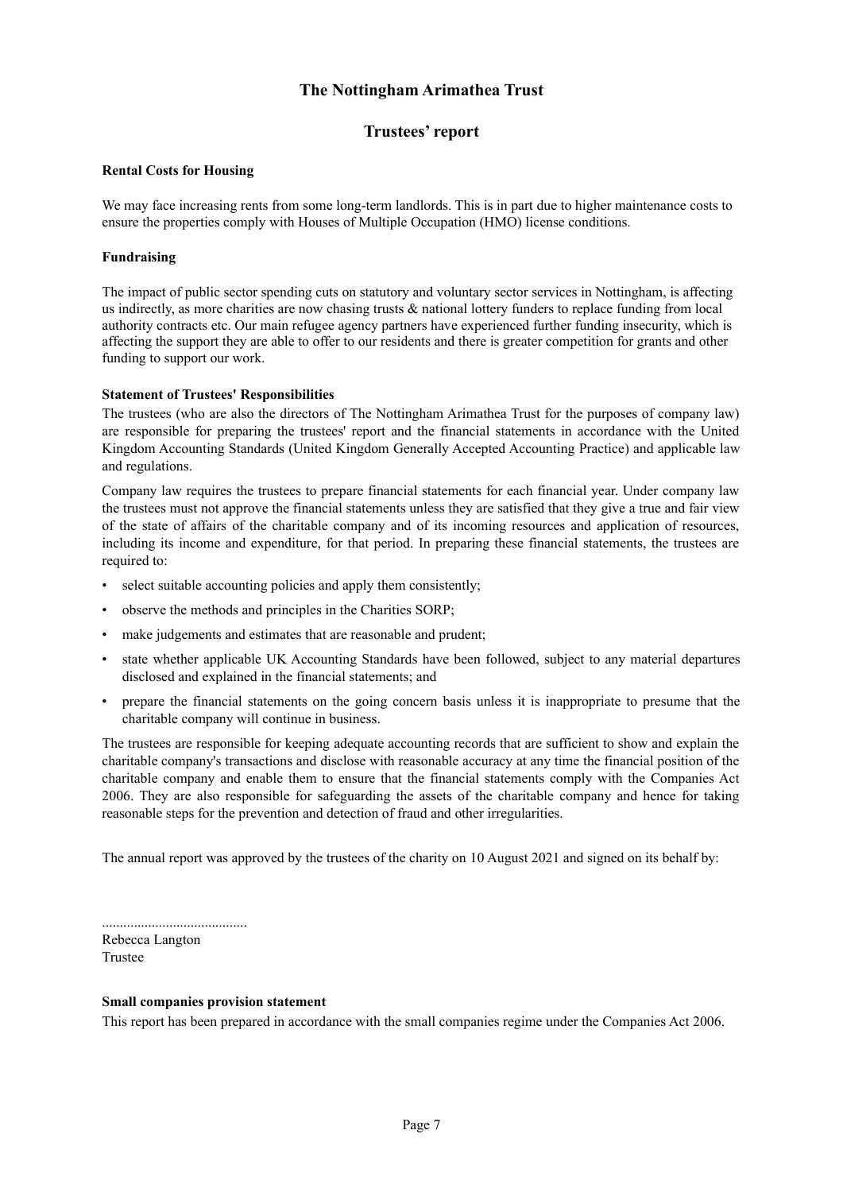# The Nottingham Arimathea Trust

## Trustees' report

**Rental Costs for Housing**

We may face increasing rents from some long-term landlords. This is in part due to higher maintenance costs to ensure the properties comply with Houses of Multiple Occupation (HMO) license conditions.

**Fundraising**

The impact of public sector spending cuts on statutory and voluntary sector services in Nottingham, is affecting us indirectly, as more charities are now chasing trusts & national lottery funders to replace funding from local authority contracts etc. Our main refugee agency partners have experienced further funding insecurity, which is affecting the support they are able to offer to our residents and there is greater competition for grants and other funding to support our work.

**Statement of Trustees' Responsibilities**

The trustees (who are also the directors of The Nottingham Arimathea Trust for the purposes of company law) are responsible for preparing the trustees' report and the financial statements in accordance with the United Kingdom Accounting Standards (United Kingdom Generally Accepted Accounting Practice) and applicable law and regulations.

Company law requires the trustees to prepare financial statements for each financial year. Under company law the trustees must not approve the financial statements unless they are satisfied that they give a true and fair view of the state of affairs of the charitable company and of its incoming resources and application of resources, including its income and expenditure, for that period. In preparing these financial statements, the trustees are required to:

- select suitable accounting policies and apply them consistently;
- observe the methods and principles in the Charities SORP;
- make judgements and estimates that are reasonable and prudent;
- state whether applicable UK Accounting Standards have been followed, subject to any material departures disclosed and explained in the financial statements; and
- prepare the financial statements on the going concern basis unless it is inappropriate to presume that the charitable company will continue in business.

The trustees are responsible for keeping adequate accounting records that are sufficient to show and explain the charitable company's transactions and disclose with reasonable accuracy at any time the financial position of the charitable company and enable them to ensure that the financial statements comply with the Companies Act 2006. They are also responsible for safeguarding the assets of the charitable company and hence for taking reasonable steps for the prevention and detection of fraud and other irregularities.

The annual report was approved by the trustees of the charity on 10 August 2021 and signed on its behalf by:

.........................................
Rebecca Langton
Trustee

**Small companies provision statement**

This report has been prepared in accordance with the small companies regime under the Companies Act 2006.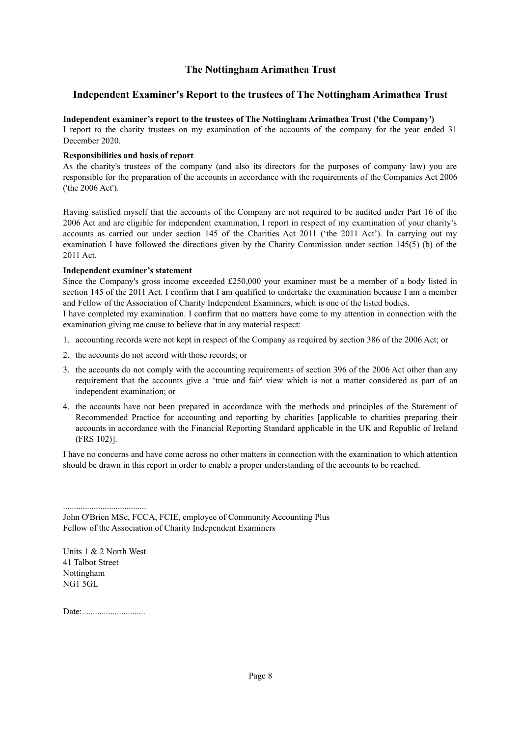# The Nottingham Arimathea Trust

## Independent Examiner's Report to the trustees of The Nottingham Arimathea Trust

**Independent examiner's report to the trustees of The Nottingham Arimathea Trust ('the Company')**

I report to the charity trustees on my examination of the accounts of the company for the year ended 31 December 2020.

**Responsibilities and basis of report**

As the charity's trustees of the company (and also its directors for the purposes of company law) you are responsible for the preparation of the accounts in accordance with the requirements of the Companies Act 2006 ('the 2006 Act').

Having satisfied myself that the accounts of the Company are not required to be audited under Part 16 of the 2006 Act and are eligible for independent examination, I report in respect of my examination of your charity's accounts as carried out under section 145 of the Charities Act 2011 ('the 2011 Act'). In carrying out my examination I have followed the directions given by the Charity Commission under section 145(5) (b) of the 2011 Act.

**Independent examiner's statement**

Since the Company's gross income exceeded £250,000 your examiner must be a member of a body listed in section 145 of the 2011 Act. I confirm that I am qualified to undertake the examination because I am a member and Fellow of the Association of Charity Independent Examiners, which is one of the listed bodies.

I have completed my examination. I confirm that no matters have come to my attention in connection with the examination giving me cause to believe that in any material respect:

1. accounting records were not kept in respect of the Company as required by section 386 of the 2006 Act; or
2. the accounts do not accord with those records; or
3. the accounts do not comply with the accounting requirements of section 396 of the 2006 Act other than any requirement that the accounts give a 'true and fair' view which is not a matter considered as part of an independent examination; or
4. the accounts have not been prepared in accordance with the methods and principles of the Statement of Recommended Practice for accounting and reporting by charities [applicable to charities preparing their accounts in accordance with the Financial Reporting Standard applicable in the UK and Republic of Ireland (FRS 102)].

I have no concerns and have come across no other matters in connection with the examination to which attention should be drawn in this report in order to enable a proper understanding of the accounts to be reached.

......................................

John O'Brien MSc, FCCA, FCIE, employee of Community Accounting Plus
Fellow of the Association of Charity Independent Examiners

Units 1 & 2 North West
41 Talbot Street
Nottingham
NG1 5GL

Date:.............................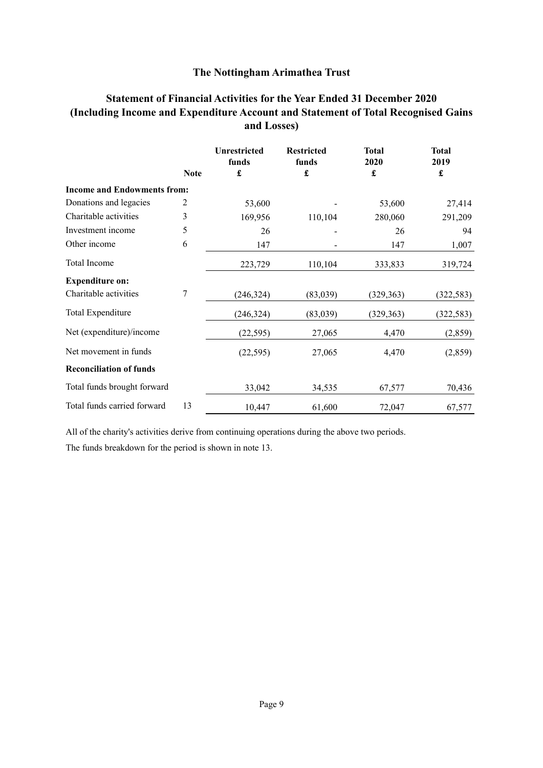# The Nottingham Arimathea Trust

## Statement of Financial Activities for the Year Ended 31 December 2020 (Including Income and Expenditure Account and Statement of Total Recognised Gains and Losses)

| | Note | Unrestricted funds £ | Restricted funds £ | Total 2020 £ | Total 2019 £ |
|---|---|---|---|---|---|
| **Income and Endowments from:** | | | | | |
| Donations and legacies | 2 | 53,600 | - | 53,600 | 27,414 |
| Charitable activities | 3 | 169,956 | 110,104 | 280,060 | 291,209 |
| Investment income | 5 | 26 | - | 26 | 94 |
| Other income | 6 | 147 | - | 147 | 1,007 |
| Total Income | | 223,729 | 110,104 | 333,833 | 319,724 |
| **Expenditure on:** | | | | | |
| Charitable activities | 7 | (246,324) | (83,039) | (329,363) | (322,583) |
| Total Expenditure | | (246,324) | (83,039) | (329,363) | (322,583) |
| Net (expenditure)/income | | (22,595) | 27,065 | 4,470 | (2,859) |
| Net movement in funds | | (22,595) | 27,065 | 4,470 | (2,859) |
| **Reconciliation of funds** | | | | | |
| Total funds brought forward | | 33,042 | 34,535 | 67,577 | 70,436 |
| Total funds carried forward | 13 | 10,447 | 61,600 | 72,047 | 67,577 |

All of the charity's activities derive from continuing operations during the above two periods.

The funds breakdown for the period is shown in note 13.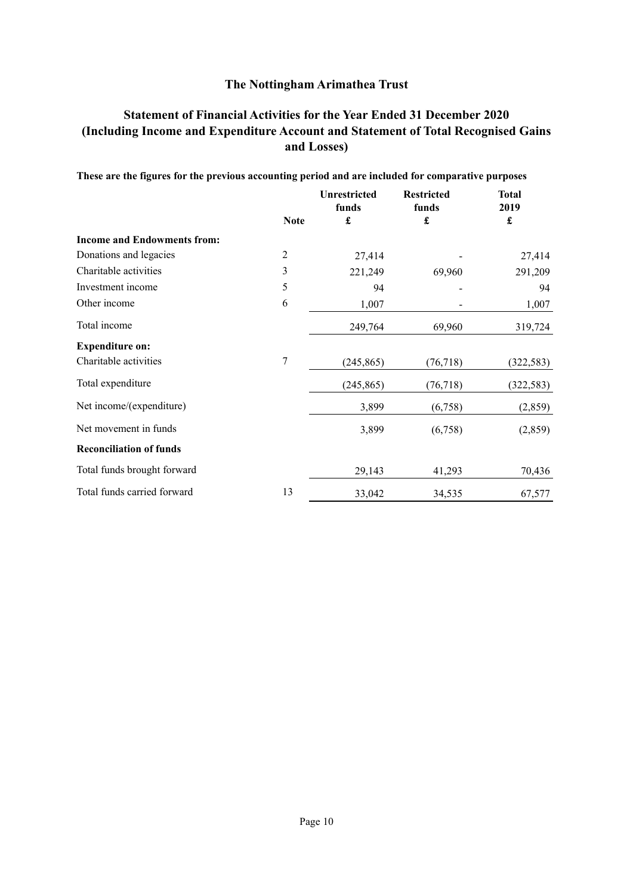# The Nottingham Arimathea Trust

## Statement of Financial Activities for the Year Ended 31 December 2020 (Including Income and Expenditure Account and Statement of Total Recognised Gains and Losses)

**These are the figures for the previous accounting period and are included for comparative purposes**

| | Note | Unrestricted funds £ | Restricted funds £ | Total 2019 £ |
|---|---|---|---|---|
| **Income and Endowments from:** | | | | |
| Donations and legacies | 2 | 27,414 | - | 27,414 |
| Charitable activities | 3 | 221,249 | 69,960 | 291,209 |
| Investment income | 5 | 94 | - | 94 |
| Other income | 6 | 1,007 | - | 1,007 |
| Total income | | 249,764 | 69,960 | 319,724 |
| **Expenditure on:** | | | | |
| Charitable activities | 7 | (245,865) | (76,718) | (322,583) |
| Total expenditure | | (245,865) | (76,718) | (322,583) |
| Net income/(expenditure) | | 3,899 | (6,758) | (2,859) |
| Net movement in funds | | 3,899 | (6,758) | (2,859) |
| **Reconciliation of funds** | | | | |
| Total funds brought forward | | 29,143 | 41,293 | 70,436 |
| Total funds carried forward | 13 | 33,042 | 34,535 | 67,577 |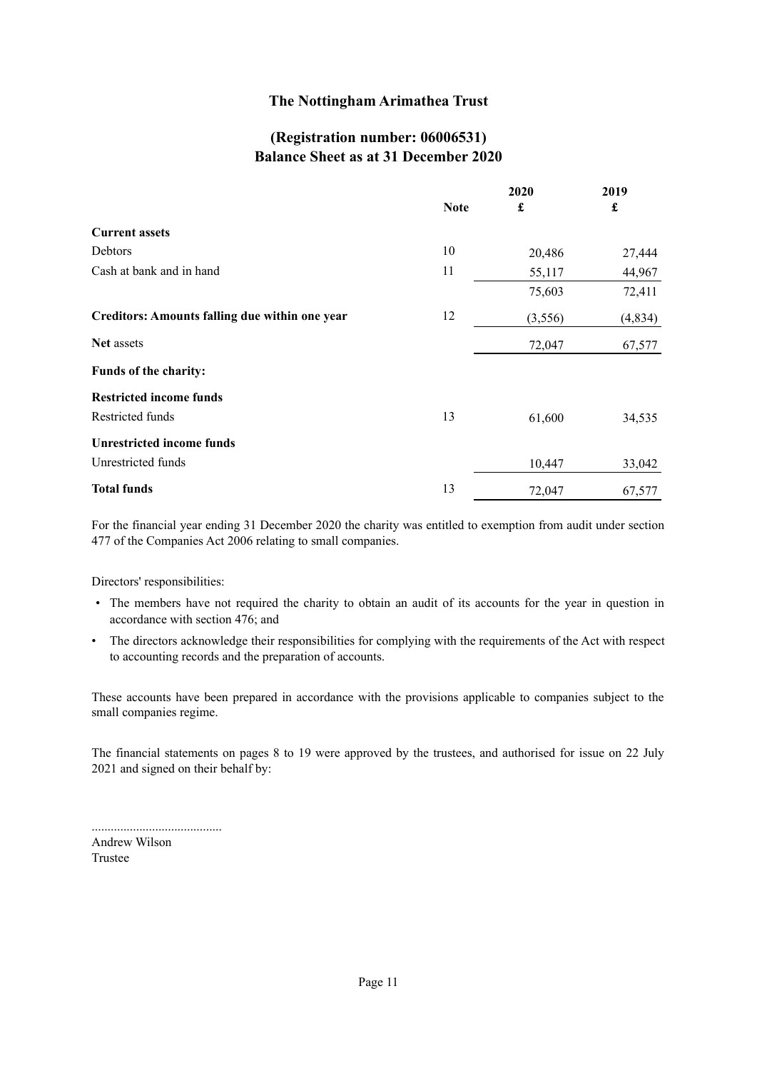# The Nottingham Arimathea Trust

## (Registration number: 06006531)
## Balance Sheet as at 31 December 2020

| | Note | 2020 £ | 2019 £ |
|---|---|---|---|
| **Current assets** | | | |
| Debtors | 10 | 20,486 | 27,444 |
| Cash at bank and in hand | 11 | 55,117 | 44,967 |
| | | 75,603 | 72,411 |
| **Creditors: Amounts falling due within one year** | 12 | (3,556) | (4,834) |
| **Net** assets | | 72,047 | 67,577 |
| **Funds of the charity:** | | | |
| **Restricted income funds** | | | |
| Restricted funds | 13 | 61,600 | 34,535 |
| **Unrestricted income funds** | | | |
| Unrestricted funds | | 10,447 | 33,042 |
| **Total funds** | 13 | 72,047 | 67,577 |

For the financial year ending 31 December 2020 the charity was entitled to exemption from audit under section 477 of the Companies Act 2006 relating to small companies.

Directors' responsibilities:

- The members have not required the charity to obtain an audit of its accounts for the year in question in accordance with section 476; and
- The directors acknowledge their responsibilities for complying with the requirements of the Act with respect to accounting records and the preparation of accounts.

These accounts have been prepared in accordance with the provisions applicable to companies subject to the small companies regime.

The financial statements on pages 8 to 19 were approved by the trustees, and authorised for issue on 22 July 2021 and signed on their behalf by:

.........................................
Andrew Wilson
Trustee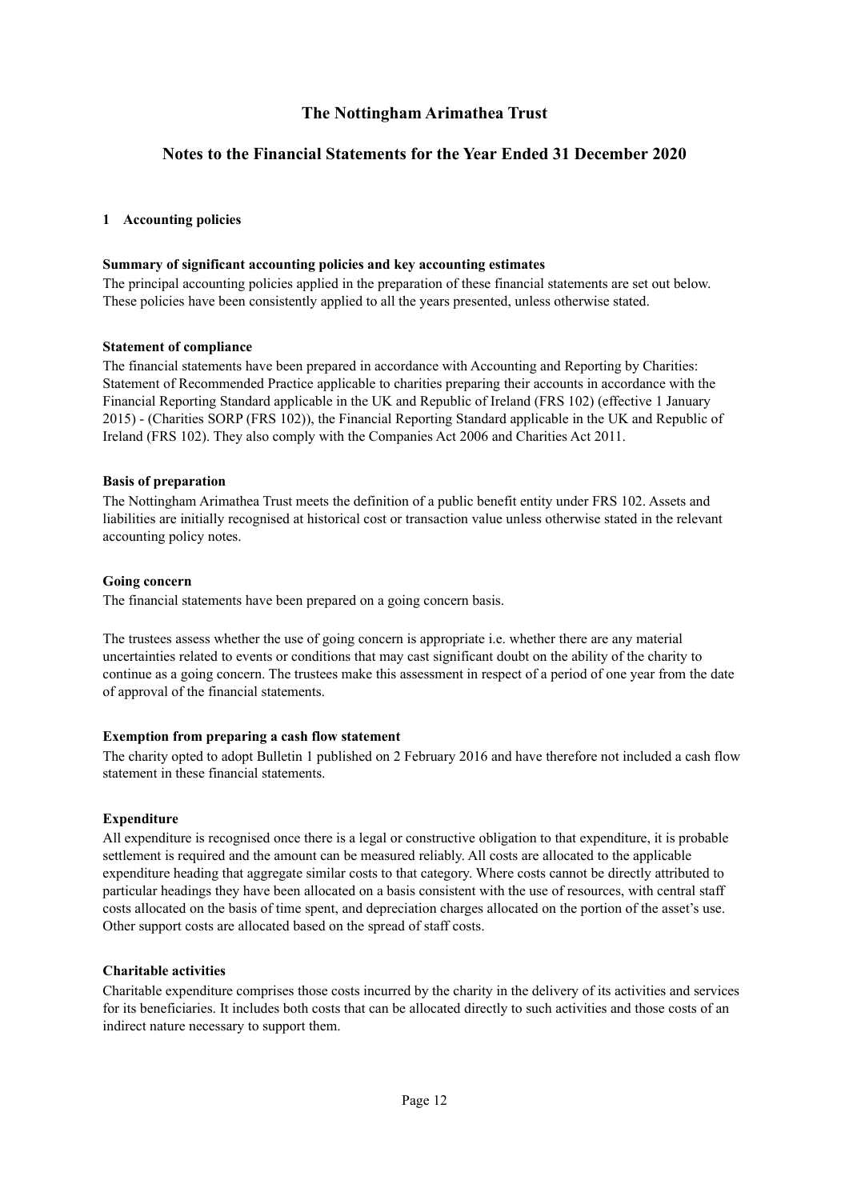# The Nottingham Arimathea Trust

## Notes to the Financial Statements for the Year Ended 31 December 2020

### 1 Accounting policies

**Summary of significant accounting policies and key accounting estimates**

The principal accounting policies applied in the preparation of these financial statements are set out below. These policies have been consistently applied to all the years presented, unless otherwise stated.

**Statement of compliance**

The financial statements have been prepared in accordance with Accounting and Reporting by Charities: Statement of Recommended Practice applicable to charities preparing their accounts in accordance with the Financial Reporting Standard applicable in the UK and Republic of Ireland (FRS 102) (effective 1 January 2015) - (Charities SORP (FRS 102)), the Financial Reporting Standard applicable in the UK and Republic of Ireland (FRS 102). They also comply with the Companies Act 2006 and Charities Act 2011.

**Basis of preparation**

The Nottingham Arimathea Trust meets the definition of a public benefit entity under FRS 102. Assets and liabilities are initially recognised at historical cost or transaction value unless otherwise stated in the relevant accounting policy notes.

**Going concern**

The financial statements have been prepared on a going concern basis.

The trustees assess whether the use of going concern is appropriate i.e. whether there are any material uncertainties related to events or conditions that may cast significant doubt on the ability of the charity to continue as a going concern. The trustees make this assessment in respect of a period of one year from the date of approval of the financial statements.

**Exemption from preparing a cash flow statement**

The charity opted to adopt Bulletin 1 published on 2 February 2016 and have therefore not included a cash flow statement in these financial statements.

**Expenditure**

All expenditure is recognised once there is a legal or constructive obligation to that expenditure, it is probable settlement is required and the amount can be measured reliably. All costs are allocated to the applicable expenditure heading that aggregate similar costs to that category. Where costs cannot be directly attributed to particular headings they have been allocated on a basis consistent with the use of resources, with central staff costs allocated on the basis of time spent, and depreciation charges allocated on the portion of the asset's use. Other support costs are allocated based on the spread of staff costs.

**Charitable activities**

Charitable expenditure comprises those costs incurred by the charity in the delivery of its activities and services for its beneficiaries. It includes both costs that can be allocated directly to such activities and those costs of an indirect nature necessary to support them.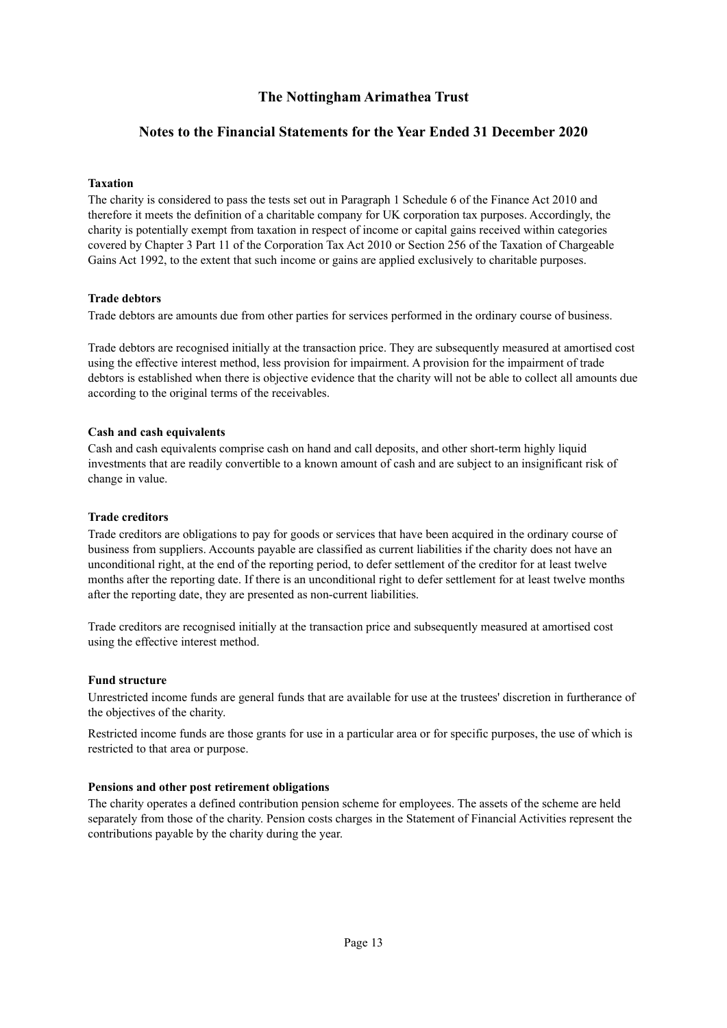# The Nottingham Arimathea Trust

## Notes to the Financial Statements for the Year Ended 31 December 2020

**Taxation**

The charity is considered to pass the tests set out in Paragraph 1 Schedule 6 of the Finance Act 2010 and therefore it meets the definition of a charitable company for UK corporation tax purposes. Accordingly, the charity is potentially exempt from taxation in respect of income or capital gains received within categories covered by Chapter 3 Part 11 of the Corporation Tax Act 2010 or Section 256 of the Taxation of Chargeable Gains Act 1992, to the extent that such income or gains are applied exclusively to charitable purposes.

**Trade debtors**

Trade debtors are amounts due from other parties for services performed in the ordinary course of business.

Trade debtors are recognised initially at the transaction price. They are subsequently measured at amortised cost using the effective interest method, less provision for impairment. A provision for the impairment of trade debtors is established when there is objective evidence that the charity will not be able to collect all amounts due according to the original terms of the receivables.

**Cash and cash equivalents**

Cash and cash equivalents comprise cash on hand and call deposits, and other short-term highly liquid investments that are readily convertible to a known amount of cash and are subject to an insignificant risk of change in value.

**Trade creditors**

Trade creditors are obligations to pay for goods or services that have been acquired in the ordinary course of business from suppliers. Accounts payable are classified as current liabilities if the charity does not have an unconditional right, at the end of the reporting period, to defer settlement of the creditor for at least twelve months after the reporting date. If there is an unconditional right to defer settlement for at least twelve months after the reporting date, they are presented as non-current liabilities.

Trade creditors are recognised initially at the transaction price and subsequently measured at amortised cost using the effective interest method.

**Fund structure**

Unrestricted income funds are general funds that are available for use at the trustees' discretion in furtherance of the objectives of the charity.

Restricted income funds are those grants for use in a particular area or for specific purposes, the use of which is restricted to that area or purpose.

**Pensions and other post retirement obligations**

The charity operates a defined contribution pension scheme for employees. The assets of the scheme are held separately from those of the charity. Pension costs charges in the Statement of Financial Activities represent the contributions payable by the charity during the year.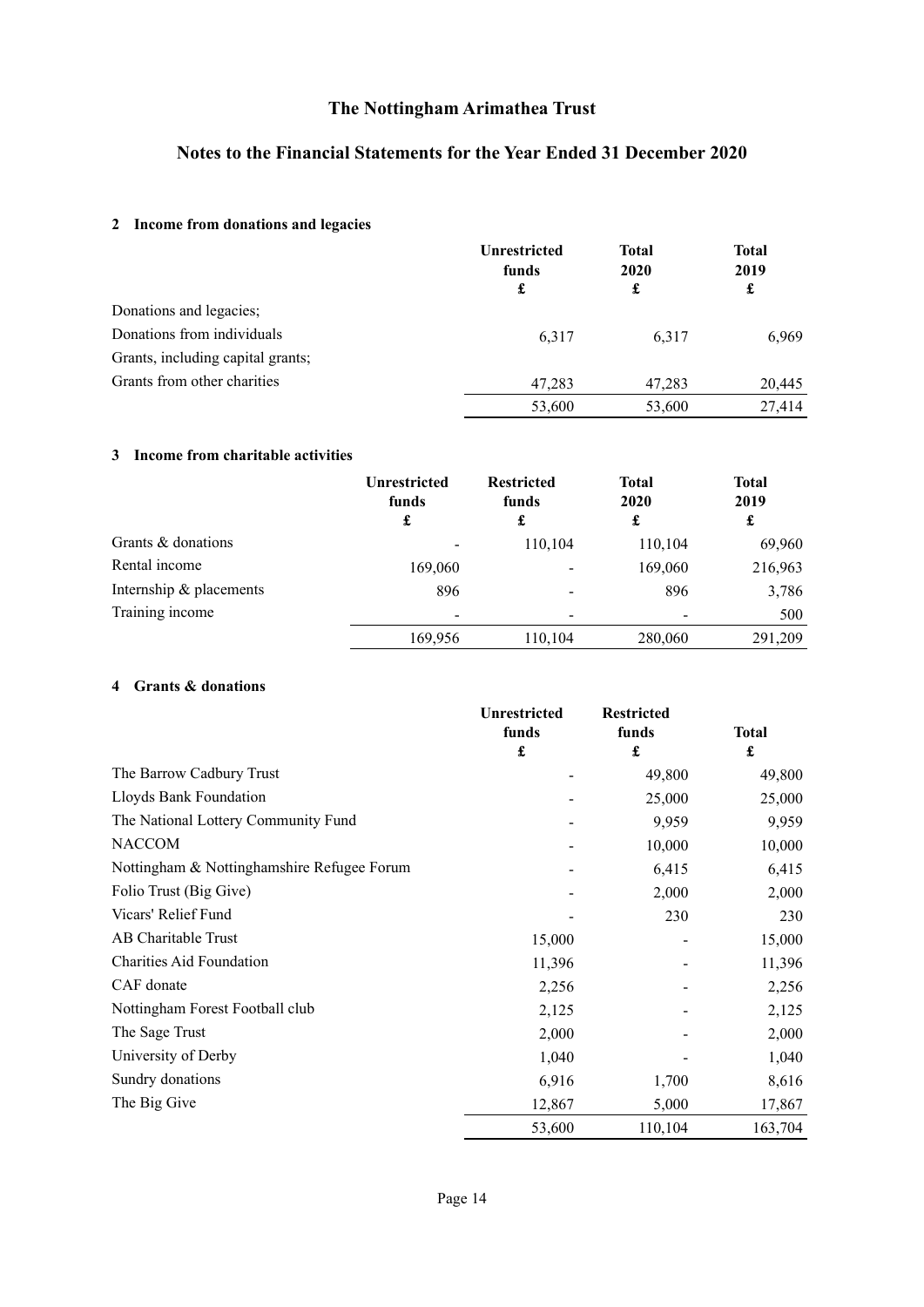# The Nottingham Arimathea Trust

## Notes to the Financial Statements for the Year Ended 31 December 2020

### 2 Income from donations and legacies

| | Unrestricted funds £ | Total 2020 £ | Total 2019 £ |
|---|---|---|---|
| Donations and legacies; | | | |
| Donations from individuals | 6,317 | 6,317 | 6,969 |
| Grants, including capital grants; | | | |
| Grants from other charities | 47,283 | 47,283 | 20,445 |
| | 53,600 | 53,600 | 27,414 |

### 3 Income from charitable activities

| | Unrestricted funds £ | Restricted funds £ | Total 2020 £ | Total 2019 £ |
|---|---|---|---|---|
| Grants & donations | - | 110,104 | 110,104 | 69,960 |
| Rental income | 169,060 | - | 169,060 | 216,963 |
| Internship & placements | 896 | - | 896 | 3,786 |
| Training income | - | - | - | 500 |
| | 169,956 | 110,104 | 280,060 | 291,209 |

### 4 Grants & donations

| | Unrestricted funds £ | Restricted funds £ | Total £ |
|---|---|---|---|
| The Barrow Cadbury Trust | - | 49,800 | 49,800 |
| Lloyds Bank Foundation | - | 25,000 | 25,000 |
| The National Lottery Community Fund | - | 9,959 | 9,959 |
| NACCOM | - | 10,000 | 10,000 |
| Nottingham & Nottinghamshire Refugee Forum | - | 6,415 | 6,415 |
| Folio Trust (Big Give) | - | 2,000 | 2,000 |
| Vicars' Relief Fund | - | 230 | 230 |
| AB Charitable Trust | 15,000 | - | 15,000 |
| Charities Aid Foundation | 11,396 | - | 11,396 |
| CAF donate | 2,256 | - | 2,256 |
| Nottingham Forest Football club | 2,125 | - | 2,125 |
| The Sage Trust | 2,000 | - | 2,000 |
| University of Derby | 1,040 | - | 1,040 |
| Sundry donations | 6,916 | 1,700 | 8,616 |
| The Big Give | 12,867 | 5,000 | 17,867 |
| | 53,600 | 110,104 | 163,704 |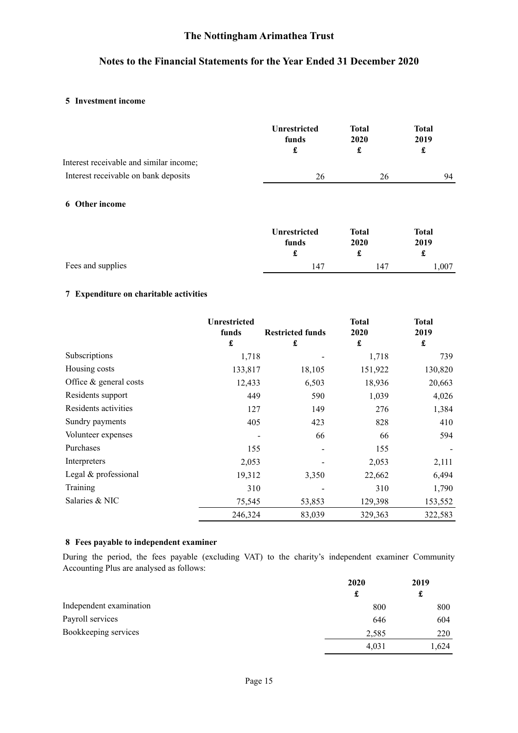# The Nottingham Arimathea Trust

## Notes to the Financial Statements for the Year Ended 31 December 2020

### 5 Investment income

| | Unrestricted funds £ | Total 2020 £ | Total 2019 £ |
|---|---|---|---|
| Interest receivable and similar income; | | | |
| Interest receivable on bank deposits | 26 | 26 | 94 |

### 6 Other income

| | Unrestricted funds £ | Total 2020 £ | Total 2019 £ |
|---|---|---|---|
| Fees and supplies | 147 | 147 | 1,007 |

### 7 Expenditure on charitable activities

| | Unrestricted funds £ | Restricted funds £ | Total 2020 £ | Total 2019 £ |
|---|---|---|---|---|
| Subscriptions | 1,718 | - | 1,718 | 739 |
| Housing costs | 133,817 | 18,105 | 151,922 | 130,820 |
| Office & general costs | 12,433 | 6,503 | 18,936 | 20,663 |
| Residents support | 449 | 590 | 1,039 | 4,026 |
| Residents activities | 127 | 149 | 276 | 1,384 |
| Sundry payments | 405 | 423 | 828 | 410 |
| Volunteer expenses | - | 66 | 66 | 594 |
| Purchases | 155 | - | 155 | - |
| Interpreters | 2,053 | - | 2,053 | 2,111 |
| Legal & professional | 19,312 | 3,350 | 22,662 | 6,494 |
| Training | 310 | - | 310 | 1,790 |
| Salaries & NIC | 75,545 | 53,853 | 129,398 | 153,552 |
| | 246,324 | 83,039 | 329,363 | 322,583 |

### 8 Fees payable to independent examiner

During the period, the fees payable (excluding VAT) to the charity's independent examiner Community Accounting Plus are analysed as follows:

| | 2020 £ | 2019 £ |
|---|---|---|
| Independent examination | 800 | 800 |
| Payroll services | 646 | 604 |
| Bookkeeping services | 2,585 | 220 |
| | 4,031 | 1,624 |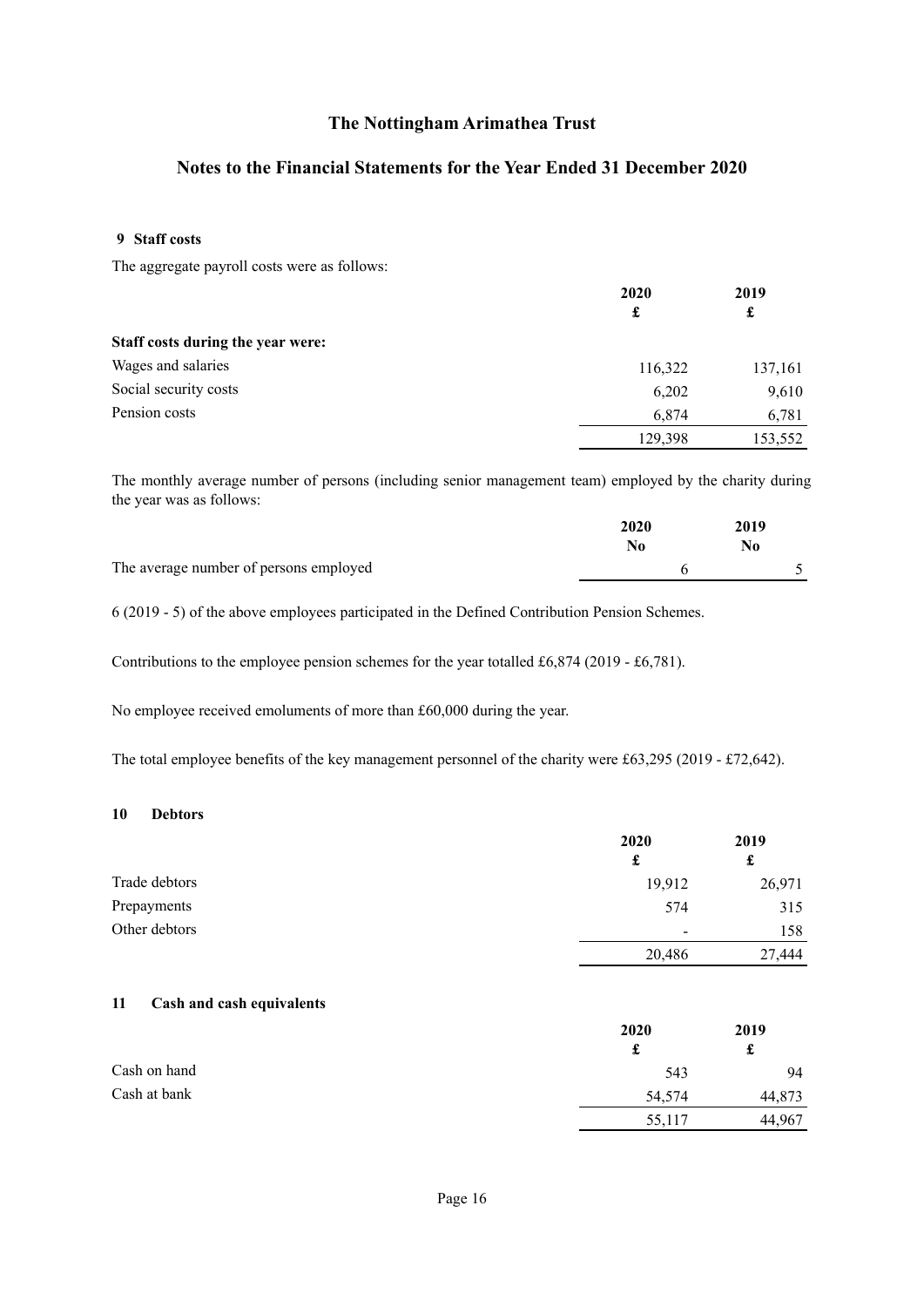# The Nottingham Arimathea Trust

## Notes to the Financial Statements for the Year Ended 31 December 2020

### 9 Staff costs

The aggregate payroll costs were as follows:

| | 2020 £ | 2019 £ |
|---|---|---|
| **Staff costs during the year were:** | | |
| Wages and salaries | 116,322 | 137,161 |
| Social security costs | 6,202 | 9,610 |
| Pension costs | 6,874 | 6,781 |
| | 129,398 | 153,552 |

The monthly average number of persons (including senior management team) employed by the charity during the year was as follows:

| | 2020 No | 2019 No |
|---|---|---|
| The average number of persons employed | 6 | 5 |

6 (2019 - 5) of the above employees participated in the Defined Contribution Pension Schemes.

Contributions to the employee pension schemes for the year totalled £6,874 (2019 - £6,781).

No employee received emoluments of more than £60,000 during the year.

The total employee benefits of the key management personnel of the charity were £63,295 (2019 - £72,642).

### 10 Debtors

| | 2020 £ | 2019 £ |
|---|---|---|
| Trade debtors | 19,912 | 26,971 |
| Prepayments | 574 | 315 |
| Other debtors | - | 158 |
| | 20,486 | 27,444 |

### 11 Cash and cash equivalents

| | 2020 £ | 2019 £ |
|---|---|---|
| Cash on hand | 543 | 94 |
| Cash at bank | 54,574 | 44,873 |
| | 55,117 | 44,967 |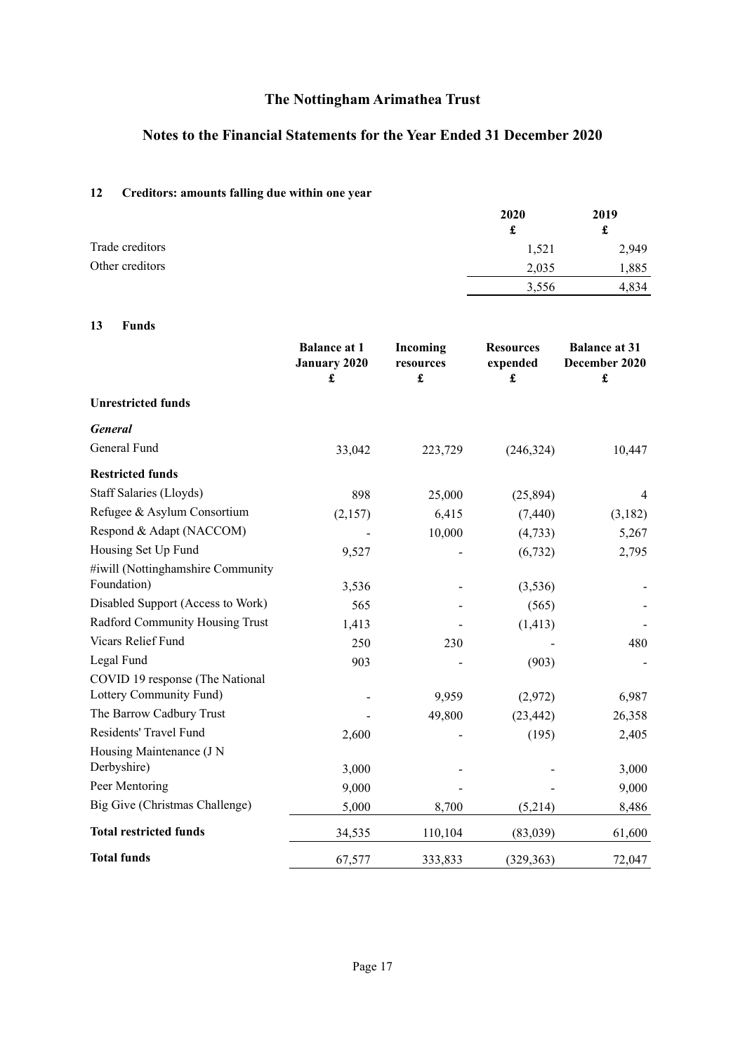# The Nottingham Arimathea Trust

## Notes to the Financial Statements for the Year Ended 31 December 2020

### 12 Creditors: amounts falling due within one year

| | 2020 £ | 2019 £ |
|---|---|---|
| Trade creditors | 1,521 | 2,949 |
| Other creditors | 2,035 | 1,885 |
| | 3,556 | 4,834 |

### 13 Funds

| | Balance at 1 January 2020 £ | Incoming resources £ | Resources expended £ | Balance at 31 December 2020 £ |
|---|---|---|---|---|
| **Unrestricted funds** | | | | |
| ***General*** | | | | |
| General Fund | 33,042 | 223,729 | (246,324) | 10,447 |
| **Restricted funds** | | | | |
| Staff Salaries (Lloyds) | 898 | 25,000 | (25,894) | 4 |
| Refugee & Asylum Consortium | (2,157) | 6,415 | (7,440) | (3,182) |
| Respond & Adapt (NACCOM) | - | 10,000 | (4,733) | 5,267 |
| Housing Set Up Fund | 9,527 | - | (6,732) | 2,795 |
| #iwill (Nottinghamshire Community Foundation) | 3,536 | - | (3,536) | - |
| Disabled Support (Access to Work) | 565 | - | (565) | - |
| Radford Community Housing Trust | 1,413 | - | (1,413) | - |
| Vicars Relief Fund | 250 | 230 | - | 480 |
| Legal Fund | 903 | - | (903) | - |
| COVID 19 response (The National Lottery Community Fund) | - | 9,959 | (2,972) | 6,987 |
| The Barrow Cadbury Trust | - | 49,800 | (23,442) | 26,358 |
| Residents' Travel Fund | 2,600 | - | (195) | 2,405 |
| Housing Maintenance (J N Derbyshire) | 3,000 | - | - | 3,000 |
| Peer Mentoring | 9,000 | - | - | 9,000 |
| Big Give (Christmas Challenge) | 5,000 | 8,700 | (5,214) | 8,486 |
| **Total restricted funds** | 34,535 | 110,104 | (83,039) | 61,600 |
| **Total funds** | 67,577 | 333,833 | (329,363) | 72,047 |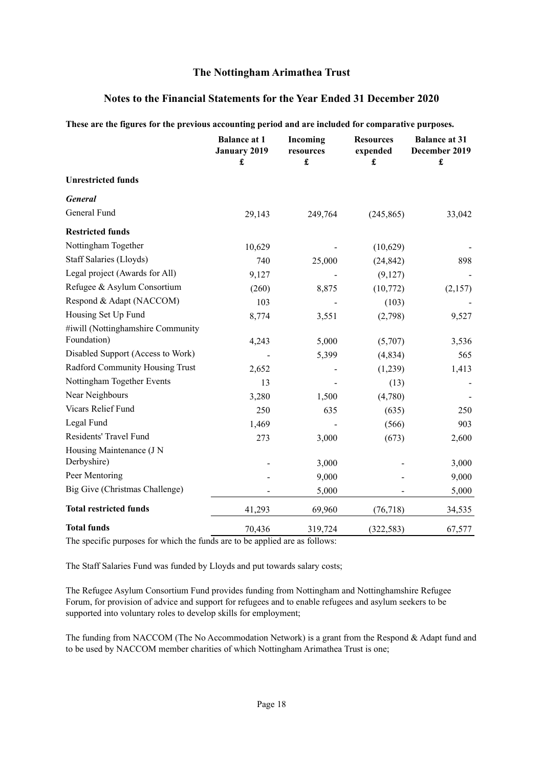# The Nottingham Arimathea Trust

## Notes to the Financial Statements for the Year Ended 31 December 2020

**These are the figures for the previous accounting period and are included for comparative purposes.**

| | Balance at 1 January 2019 £ | Incoming resources £ | Resources expended £ | Balance at 31 December 2019 £ |
|---|---|---|---|---|
| **Unrestricted funds** | | | | |
| ***General*** | | | | |
| General Fund | 29,143 | 249,764 | (245,865) | 33,042 |
| **Restricted funds** | | | | |
| Nottingham Together | 10,629 | - | (10,629) | - |
| Staff Salaries (Lloyds) | 740 | 25,000 | (24,842) | 898 |
| Legal project (Awards for All) | 9,127 | - | (9,127) | - |
| Refugee & Asylum Consortium | (260) | 8,875 | (10,772) | (2,157) |
| Respond & Adapt (NACCOM) | 103 | - | (103) | - |
| Housing Set Up Fund | 8,774 | 3,551 | (2,798) | 9,527 |
| #iwill (Nottinghamshire Community Foundation) | 4,243 | 5,000 | (5,707) | 3,536 |
| Disabled Support (Access to Work) | - | 5,399 | (4,834) | 565 |
| Radford Community Housing Trust | 2,652 | - | (1,239) | 1,413 |
| Nottingham Together Events | 13 | - | (13) | - |
| Near Neighbours | 3,280 | 1,500 | (4,780) | - |
| Vicars Relief Fund | 250 | 635 | (635) | 250 |
| Legal Fund | 1,469 | - | (566) | 903 |
| Residents' Travel Fund | 273 | 3,000 | (673) | 2,600 |
| Housing Maintenance (J N Derbyshire) | - | 3,000 | - | 3,000 |
| Peer Mentoring | - | 9,000 | - | 9,000 |
| Big Give (Christmas Challenge) | - | 5,000 | - | 5,000 |
| **Total restricted funds** | 41,293 | 69,960 | (76,718) | 34,535 |
| **Total funds** | 70,436 | 319,724 | (322,583) | 67,577 |

The specific purposes for which the funds are to be applied are as follows:

The Staff Salaries Fund was funded by Lloyds and put towards salary costs;

The Refugee Asylum Consortium Fund provides funding from Nottingham and Nottinghamshire Refugee Forum, for provision of advice and support for refugees and to enable refugees and asylum seekers to be supported into voluntary roles to develop skills for employment;

The funding from NACCOM (The No Accommodation Network) is a grant from the Respond & Adapt fund and to be used by NACCOM member charities of which Nottingham Arimathea Trust is one;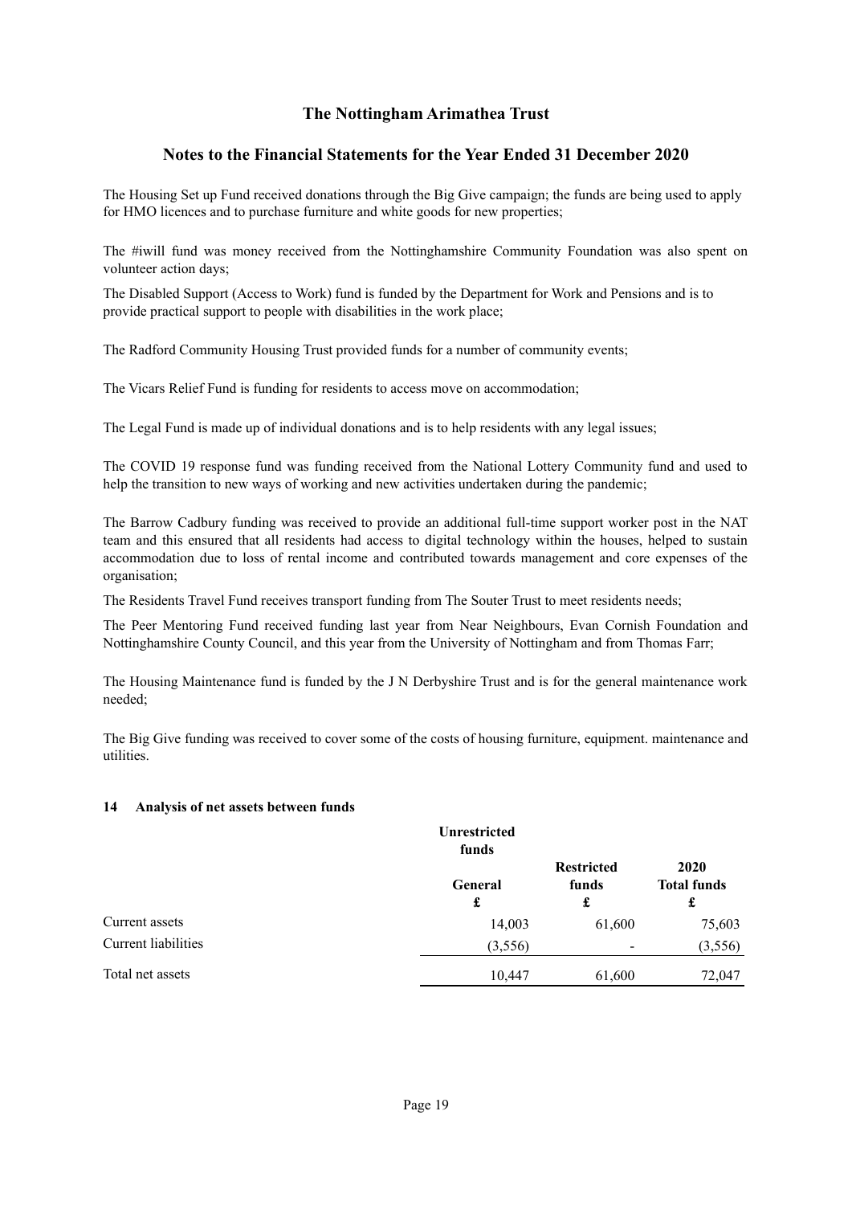The Housing Set up Fund received donations through the Big Give campaign; the funds are being used to apply for HMO licences and to purchase furniture and white goods for new properties;

The #iwill fund was money received from the Nottinghamshire Community Foundation was also spent on volunteer action days;

The Disabled Support (Access to Work) fund is funded by the Department for Work and Pensions and is to provide practical support to people with disabilities in the work place;

The Radford Community Housing Trust provided funds for a number of community events;

The Vicars Relief Fund is funding for residents to access move on accommodation;

The Legal Fund is made up of individual donations and is to help residents with any legal issues;

The COVID 19 response fund was funding received from the National Lottery Community fund and used to help the transition to new ways of working and new activities undertaken during the pandemic;

The Barrow Cadbury funding was received to provide an additional full-time support worker post in the NAT team and this ensured that all residents had access to digital technology within the houses, helped to sustain accommodation due to loss of rental income and contributed towards management and core expenses of the organisation;

The Residents Travel Fund receives transport funding from The Souter Trust to meet residents needs;

The Peer Mentoring Fund received funding last year from Near Neighbours, Evan Cornish Foundation and Nottinghamshire County Council, and this year from the University of Nottingham and from Thomas Farr;

The Housing Maintenance fund is funded by the J N Derbyshire Trust and is for the general maintenance work needed;

The Big Give funding was received to cover some of the costs of housing furniture, equipment. maintenance and utilities.

### 14 Analysis of net assets between funds

| | Unrestricted funds | | |
|---|---|---|---|
| | General £ | Restricted funds £ | 2020 Total funds £ |
| Current assets | 14,003 | 61,600 | 75,603 |
| Current liabilities | (3,556) | - | (3,556) |
| Total net assets | 10,447 | 61,600 | 72,047 |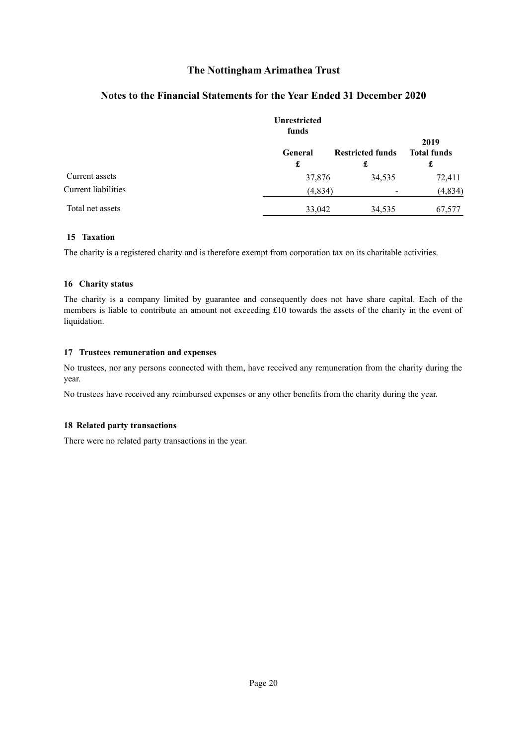|  | Unrestricted funds |  |  |
| --- | --- | --- | --- |
|  | General £ | Restricted funds £ | 2019 Total funds £ |
| Current assets | 37,876 | 34,535 | 72,411 |
| Current liabilities | (4,834) | - | (4,834) |
| Total net assets | 33,042 | 34,535 | 67,577 |

### 15 Taxation

The charity is a registered charity and is therefore exempt from corporation tax on its charitable activities.

### 16 Charity status

The charity is a company limited by guarantee and consequently does not have share capital. Each of the members is liable to contribute an amount not exceeding £10 towards the assets of the charity in the event of liquidation.

### 17 Trustees remuneration and expenses

No trustees, nor any persons connected with them, have received any remuneration from the charity during the year.

No trustees have received any reimbursed expenses or any other benefits from the charity during the year.

### 18 Related party transactions

There were no related party transactions in the year.